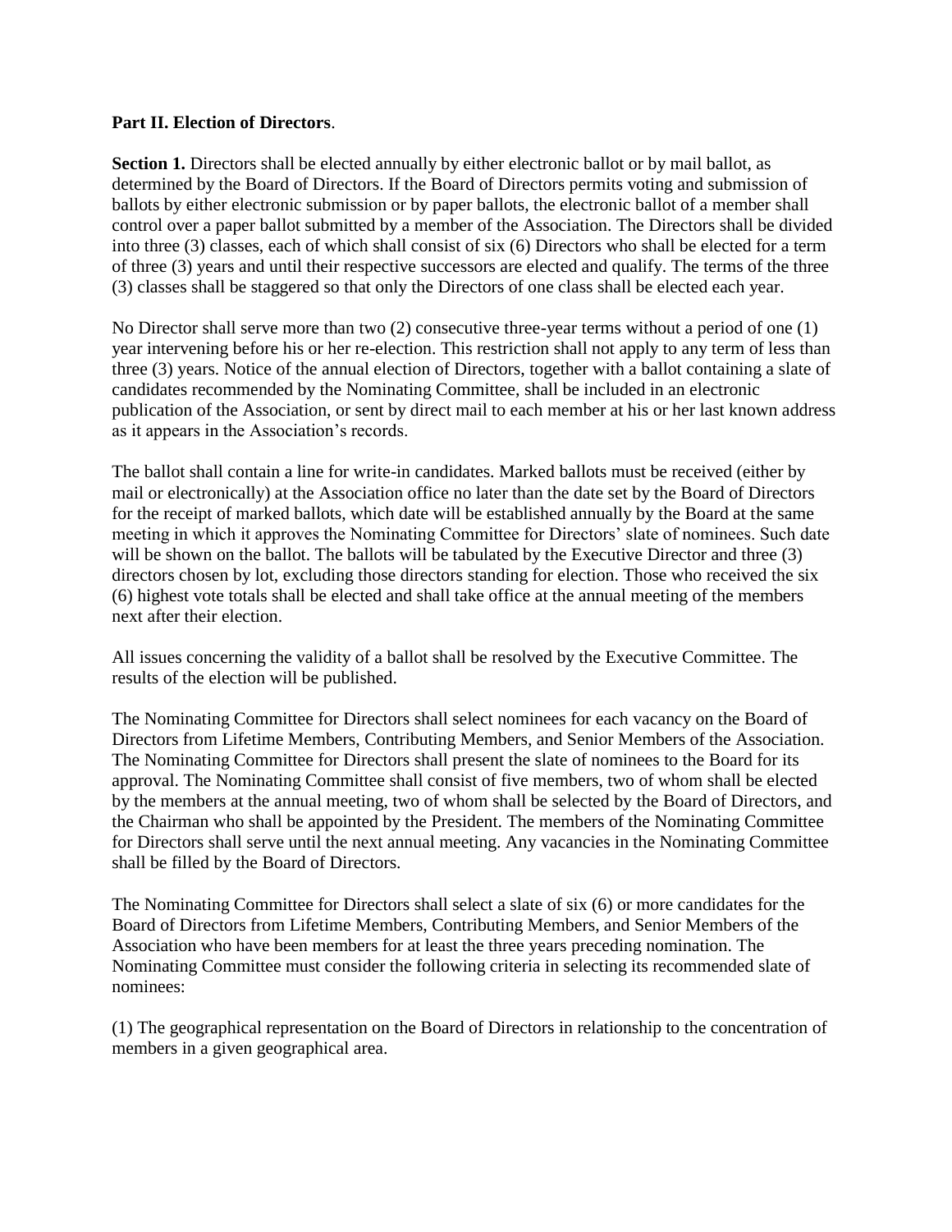**Part II. Election of Directors**.

**Section 1.** Directors shall be elected annually by either electronic ballot or by mail ballot, as determined by the Board of Directors. If the Board of Directors permits voting and submission of ballots by either electronic submission or by paper ballots, the electronic ballot of a member shall control over a paper ballot submitted by a member of the Association. The Directors shall be divided into three (3) classes, each of which shall consist of six (6) Directors who shall be elected for a term of three (3) years and until their respective successors are elected and qualify. The terms of the three (3) classes shall be staggered so that only the Directors of one class shall be elected each year.

No Director shall serve more than two (2) consecutive three-year terms without a period of one (1) year intervening before his or her re-election. This restriction shall not apply to any term of less than three (3) years. Notice of the annual election of Directors, together with a ballot containing a slate of candidates recommended by the Nominating Committee, shall be included in an electronic publication of the Association, or sent by direct mail to each member at his or her last known address as it appears in the Association's records.

The ballot shall contain a line for write-in candidates. Marked ballots must be received (either by mail or electronically) at the Association office no later than the date set by the Board of Directors for the receipt of marked ballots, which date will be established annually by the Board at the same meeting in which it approves the Nominating Committee for Directors' slate of nominees. Such date will be shown on the ballot. The ballots will be tabulated by the Executive Director and three (3) directors chosen by lot, excluding those directors standing for election. Those who received the six (6) highest vote totals shall be elected and shall take office at the annual meeting of the members next after their election.

All issues concerning the validity of a ballot shall be resolved by the Executive Committee. The results of the election will be published.

The Nominating Committee for Directors shall select nominees for each vacancy on the Board of Directors from Lifetime Members, Contributing Members, and Senior Members of the Association. The Nominating Committee for Directors shall present the slate of nominees to the Board for its approval. The Nominating Committee shall consist of five members, two of whom shall be elected by the members at the annual meeting, two of whom shall be selected by the Board of Directors, and the Chairman who shall be appointed by the President. The members of the Nominating Committee for Directors shall serve until the next annual meeting. Any vacancies in the Nominating Committee shall be filled by the Board of Directors.

The Nominating Committee for Directors shall select a slate of six (6) or more candidates for the Board of Directors from Lifetime Members, Contributing Members, and Senior Members of the Association who have been members for at least the three years preceding nomination. The Nominating Committee must consider the following criteria in selecting its recommended slate of nominees:

(1) The geographical representation on the Board of Directors in relationship to the concentration of members in a given geographical area.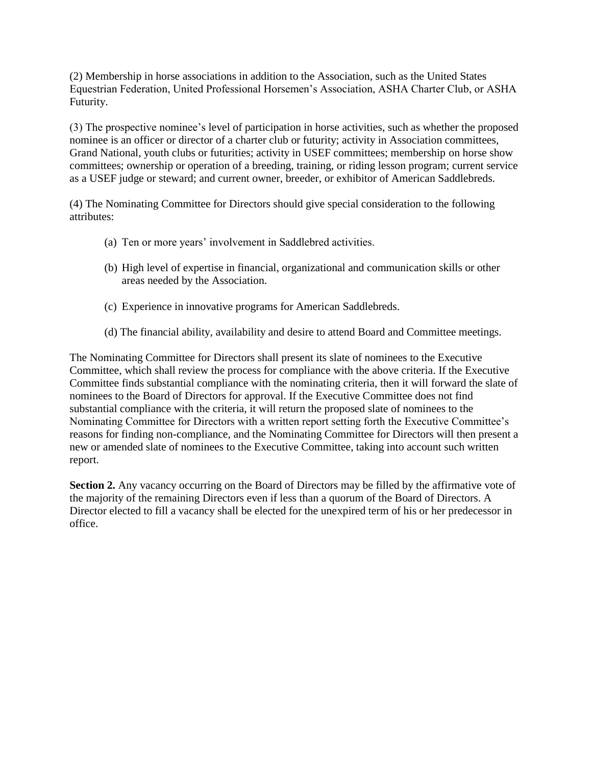(2) Membership in horse associations in addition to the Association, such as the United States Equestrian Federation, United Professional Horsemen's Association, ASHA Charter Club, or ASHA Futurity.

(3) The prospective nominee's level of participation in horse activities, such as whether the proposed nominee is an officer or director of a charter club or futurity; activity in Association committees, Grand National, youth clubs or futurities; activity in USEF committees; membership on horse show committees; ownership or operation of a breeding, training, or riding lesson program; current service as a USEF judge or steward; and current owner, breeder, or exhibitor of American Saddlebreds.

(4) The Nominating Committee for Directors should give special consideration to the following attributes:

- (a) Ten or more years' involvement in Saddlebred activities.
- (b) High level of expertise in financial, organizational and communication skills or other areas needed by the Association.
- (c) Experience in innovative programs for American Saddlebreds.
- (d) The financial ability, availability and desire to attend Board and Committee meetings.

The Nominating Committee for Directors shall present its slate of nominees to the Executive Committee, which shall review the process for compliance with the above criteria. If the Executive Committee finds substantial compliance with the nominating criteria, then it will forward the slate of nominees to the Board of Directors for approval. If the Executive Committee does not find substantial compliance with the criteria, it will return the proposed slate of nominees to the Nominating Committee for Directors with a written report setting forth the Executive Committee's reasons for finding non-compliance, and the Nominating Committee for Directors will then present a new or amended slate of nominees to the Executive Committee, taking into account such written report.

**Section 2.** Any vacancy occurring on the Board of Directors may be filled by the affirmative vote of the majority of the remaining Directors even if less than a quorum of the Board of Directors. A Director elected to fill a vacancy shall be elected for the unexpired term of his or her predecessor in office.